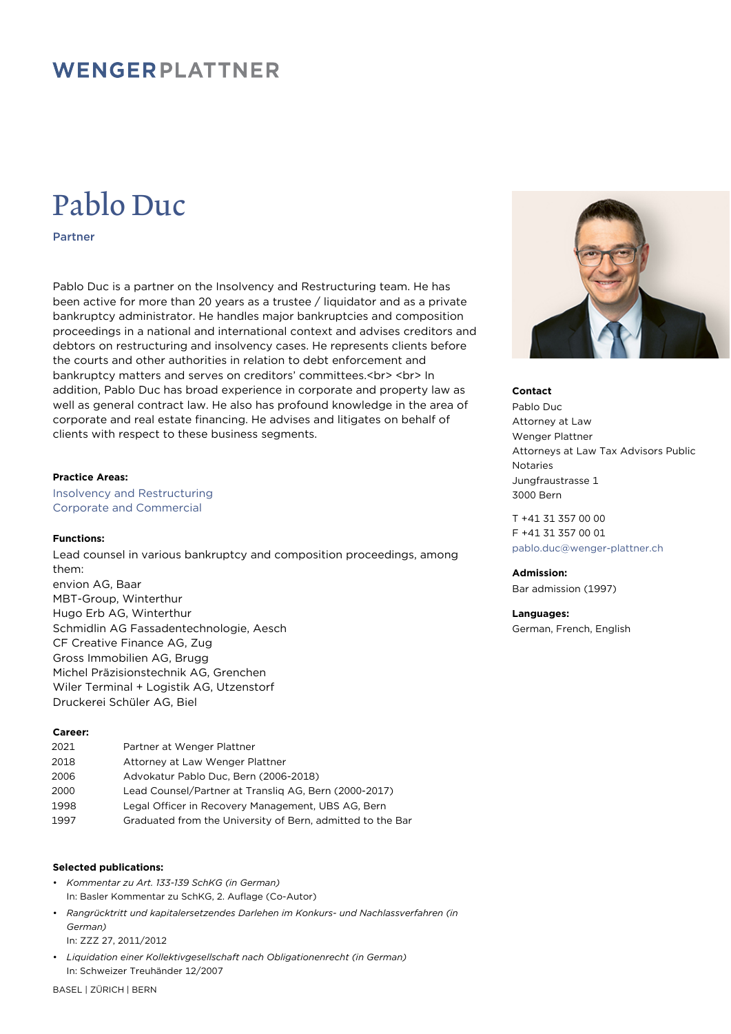WENGERPLATTNER

# Pablo Duc

Partner

Pablo Duc is a partner on the Insolvency and Restructuring team. He has been active for more than 20 years as a trustee / liquidator and as a private bankruptcy administrator. He handles major bankruptcies and composition proceedings in a national and international context and advises creditors and debtors on restructuring and insolvency cases. He represents clients before the courts and other authorities in relation to debt enforcement and bankruptcy matters and serves on creditors' committees.<br> <br> In addition, Pablo Duc has broad experience in corporate and property law as well as general contract law. He also has profound knowledge in the area of corporate and real estate financing. He advises and litigates on behalf of clients with respect to these business segments.

**Practice Areas:**

Insolvency and Restructuring
Corporate and Commercial

**Functions:**

Lead counsel in various bankruptcy and composition proceedings, among them:
envion AG, Baar
MBT-Group, Winterthur
Hugo Erb AG, Winterthur
Schmidlin AG Fassadentechnologie, Aesch
CF Creative Finance AG, Zug
Gross Immobilien AG, Brugg
Michel Präzisionstechnik AG, Grenchen
Wiler Terminal + Logistik AG, Utzenstorf
Druckerei Schüler AG, Biel

**Career:**

| | |
|---|---|
| 2021 | Partner at Wenger Plattner |
| 2018 | Attorney at Law Wenger Plattner |
| 2006 | Advokatur Pablo Duc, Bern (2006-2018) |
| 2000 | Lead Counsel/Partner at Transliq AG, Bern (2000-2017) |
| 1998 | Legal Officer in Recovery Management, UBS AG, Bern |
| 1997 | Graduated from the University of Bern, admitted to the Bar |

**Selected publications:**

- *Kommentar zu Art. 133-139 SchKG (in German)*
  In: Basler Kommentar zu SchKG, 2. Auflage (Co-Autor)
- *Rangrücktritt und kapitalersetzendes Darlehen im Konkurs- und Nachlassverfahren (in German)*
  In: ZZZ 27, 2011/2012
- *Liquidation einer Kollektivgesellschaft nach Obligationenrecht (in German)*
  In: Schweizer Treuhänder 12/2007

**Contact**

Pablo Duc
Attorney at Law
Wenger Plattner
Attorneys at Law Tax Advisors Public Notaries
Jungfraustrasse 1
3000 Bern

T +41 31 357 00 00
F +41 31 357 00 01
pablo.duc@wenger-plattner.ch

**Admission:**

Bar admission (1997)

**Languages:**

German, French, English

BASEL | ZÜRICH | BERN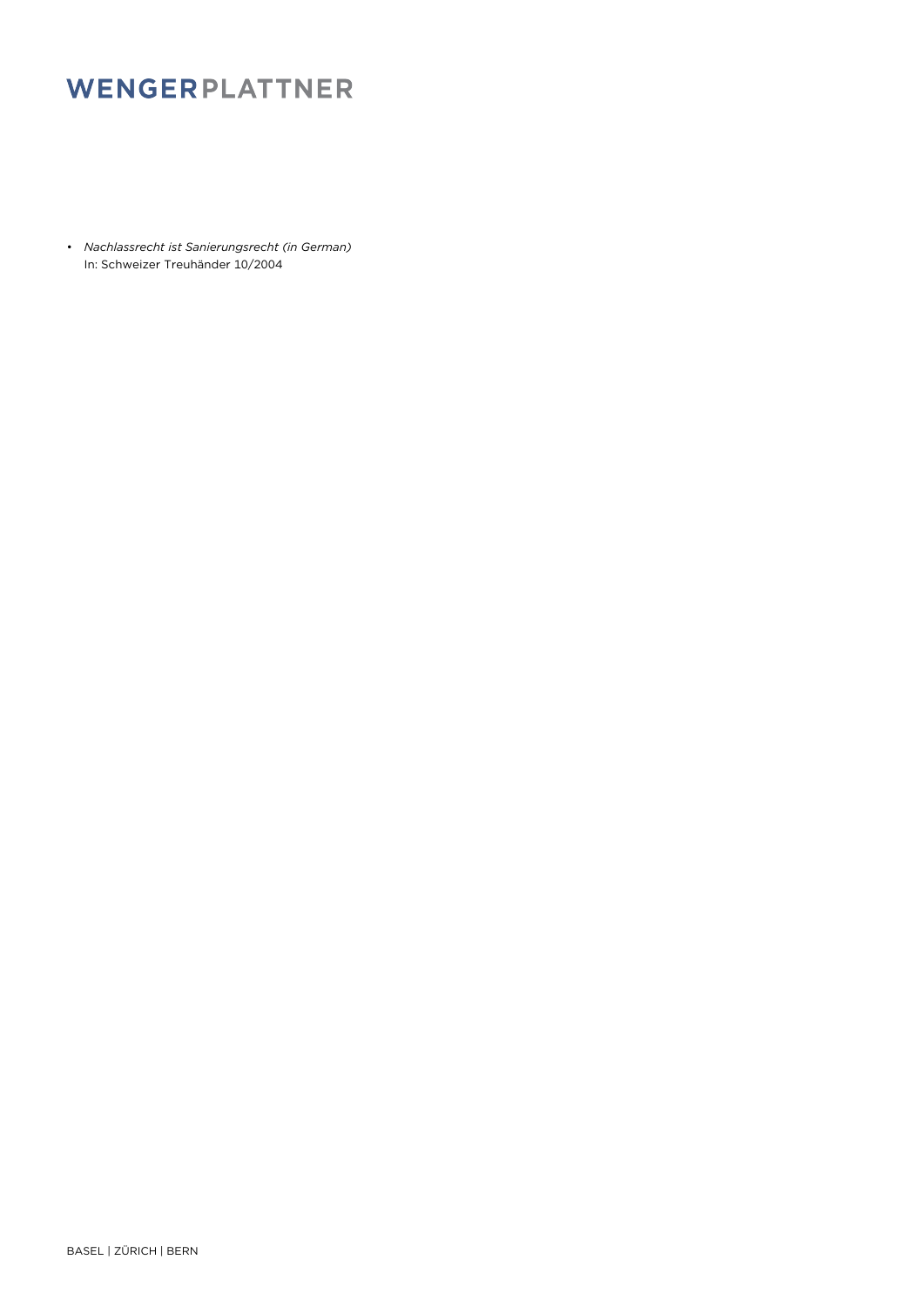- *Nachlassrecht ist Sanierungsrecht (in German)*
  In: Schweizer Treuhänder 10/2004